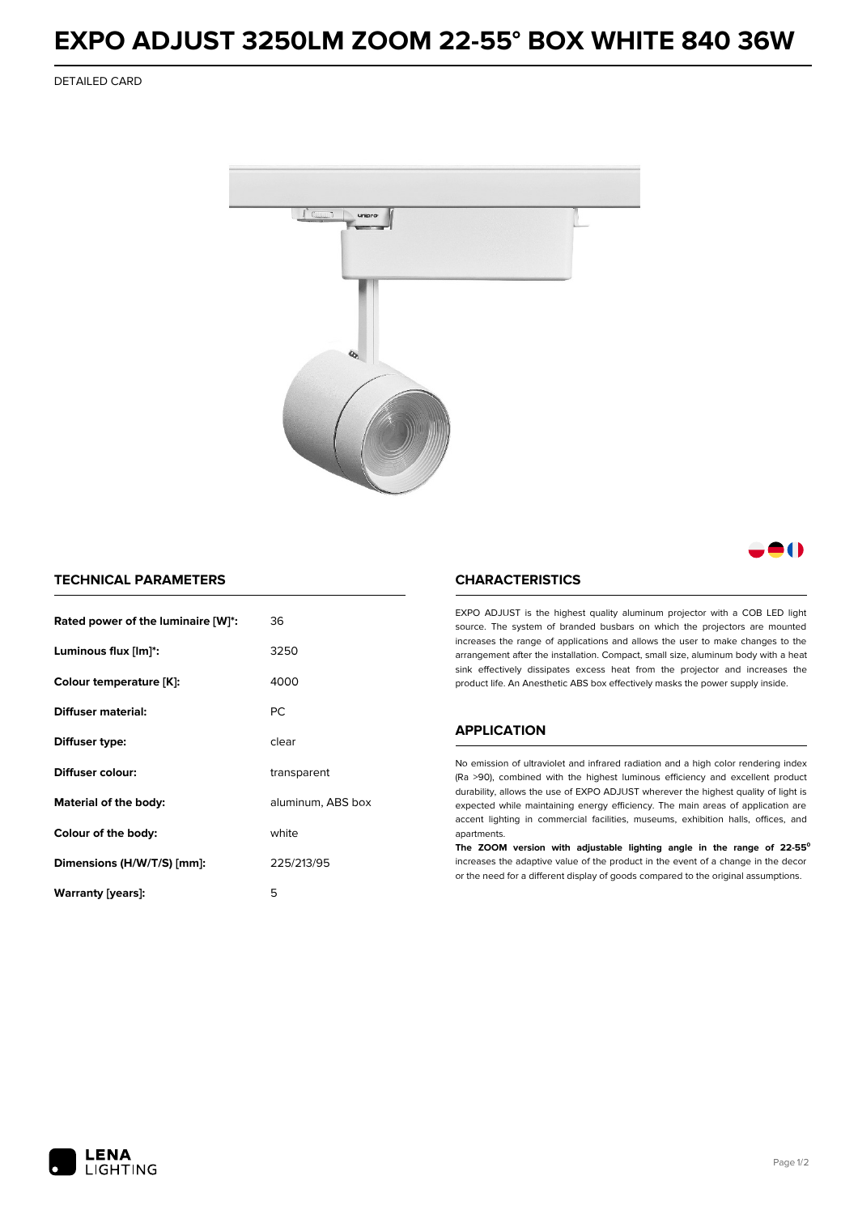# EXPO ADJUST 3250LM ZOOM 22-55° BOX WHITE 840 36W

DETAILED CARD

## TECHNICAL PARAMETERS

| | |
|---|---|
| **Rated power of the luminaire [W]*:** | 36 |
| **Luminous flux [lm]*:** | 3250 |
| **Colour temperature [K]:** | 4000 |
| **Diffuser material:** | PC |
| **Diffuser type:** | clear |
| **Diffuser colour:** | transparent |
| **Material of the body:** | aluminum, ABS box |
| **Colour of the body:** | white |
| **Dimensions (H/W/T/S) [mm]:** | 225/213/95 |
| **Warranty [years]:** | 5 |

## CHARACTERISTICS

EXPO ADJUST is the highest quality aluminum projector with a COB LED light source. The system of branded busbars on which the projectors are mounted increases the range of applications and allows the user to make changes to the arrangement after the installation. Compact, small size, aluminum body with a heat sink effectively dissipates excess heat from the projector and increases the product life. An Anesthetic ABS box effectively masks the power supply inside.

## APPLICATION

No emission of ultraviolet and infrared radiation and a high color rendering index (Ra >90), combined with the highest luminous efficiency and excellent product durability, allows the use of EXPO ADJUST wherever the highest quality of light is expected while maintaining energy efficiency. The main areas of application are accent lighting in commercial facilities, museums, exhibition halls, offices, and apartments.

**The ZOOM version with adjustable lighting angle in the range of 22-55°** increases the adaptive value of the product in the event of a change in the decor or the need for a different display of goods compared to the original assumptions.

LENA LIGHTING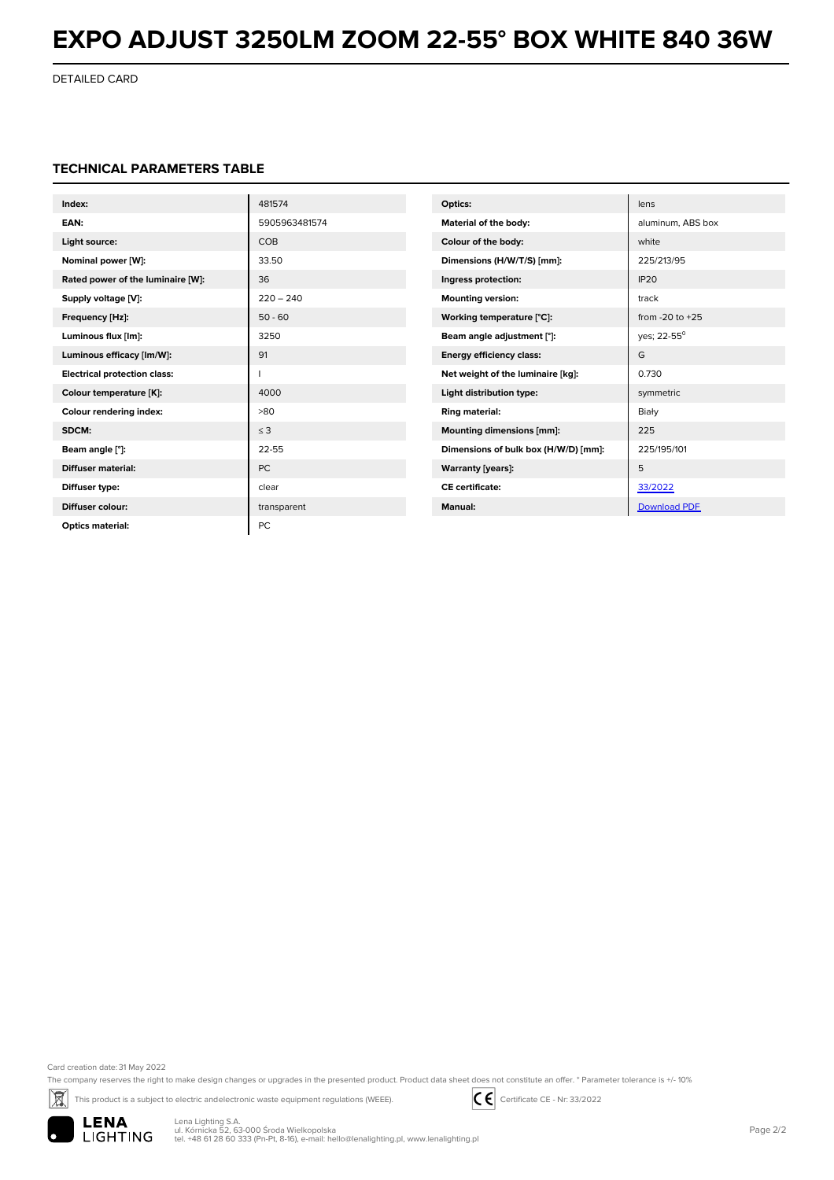# EXPO ADJUST 3250LM ZOOM 22-55° BOX WHITE 840 36W

DETAILED CARD

## TECHNICAL PARAMETERS TABLE

| | |
|---|---|
| **Index:** | 481574 |
| **EAN:** | 5905963481574 |
| **Light source:** | COB |
| **Nominal power [W]:** | 33.50 |
| **Rated power of the luminaire [W]:** | 36 |
| **Supply voltage [V]:** | 220 – 240 |
| **Frequency [Hz]:** | 50 - 60 |
| **Luminous flux [lm]:** | 3250 |
| **Luminous efficacy [lm/W]:** | 91 |
| **Electrical protection class:** | I |
| **Colour temperature [K]:** | 4000 |
| **Colour rendering index:** | >80 |
| **SDCM:** | ≤ 3 |
| **Beam angle [°]:** | 22-55 |
| **Diffuser material:** | PC |
| **Diffuser type:** | clear |
| **Diffuser colour:** | transparent |
| **Optics material:** | PC |

| | |
|---|---|
| **Optics:** | lens |
| **Material of the body:** | aluminum, ABS box |
| **Colour of the body:** | white |
| **Dimensions (H/W/T/S) [mm]:** | 225/213/95 |
| **Ingress protection:** | IP20 |
| **Mounting version:** | track |
| **Working temperature [°C]:** | from -20 to +25 |
| **Beam angle adjustment [°]:** | yes; 22-55° |
| **Energy efficiency class:** | G |
| **Net weight of the luminaire [kg]:** | 0.730 |
| **Light distribution type:** | symmetric |
| **Ring material:** | Biały |
| **Mounting dimensions [mm]:** | 225 |
| **Dimensions of bulk box (H/W/D) [mm]:** | 225/195/101 |
| **Warranty [years]:** | 5 |
| **CE certificate:** | 33/2022 |
| **Manual:** | Download PDF |

Card creation date: 31 May 2022

The company reserves the right to make design changes or upgrades in the presented product. Product data sheet does not constitute an offer. * Parameter tolerance is +/- 10%

This product is a subject to electric andelectronic waste equipment regulations (WEEE).

Certificate CE - Nr: 33/2022

LENA LIGHTING

Lena Lighting S.A.
ul. Kórnicka 52, 63-000 Środa Wielkopolska
tel. +48 61 28 60 333 (Pn-Pt, 8-16), e-mail: hello@lenalighting.pl, www.lenalighting.pl